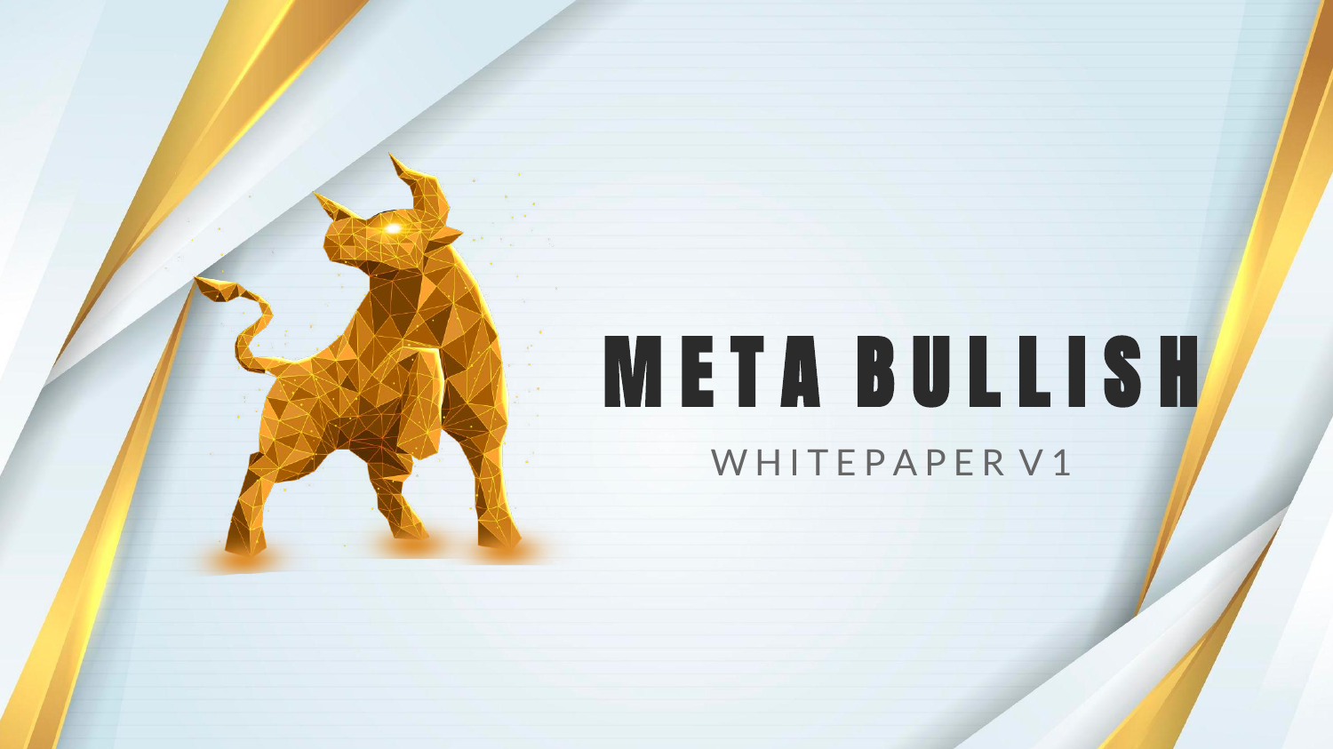# META BULLISH

WHITEPAPER V1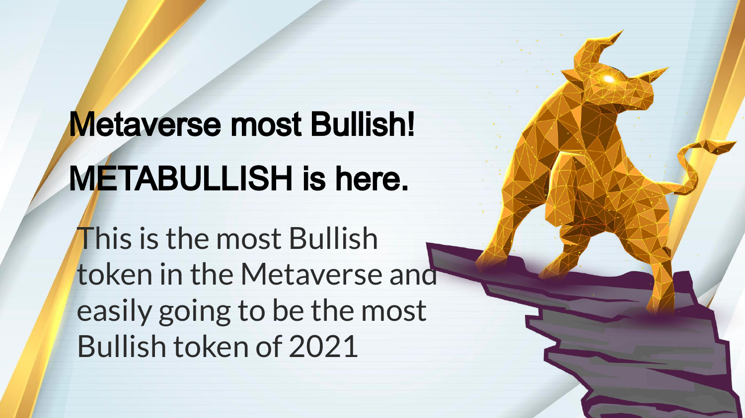# Metaverse most Bullish!

# METABULLISH is here.

This is the most Bullish token in the Metaverse and easily going to be the most Bullish token of 2021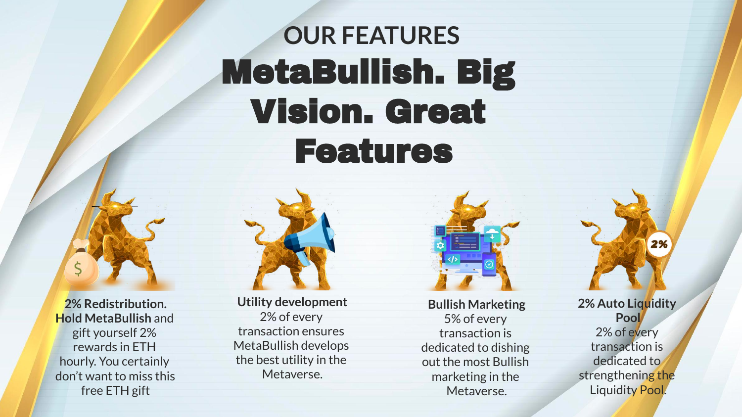## OUR FEATURES

# MetaBullish. Big Vision. Great Features

**2% Redistribution. Hold MetaBullish** and gift yourself 2% rewards in ETH hourly. You certainly don't want to miss this free ETH gift

**Utility development**
2% of every transaction ensures MetaBullish develops the best utility in the Metaverse.

**Bullish Marketing**
5% of every transaction is dedicated to dishing out the most Bullish marketing in the Metaverse.

**2% Auto Liquidity Pool**
2% of every transaction is dedicated to strengthening the Liquidity Pool.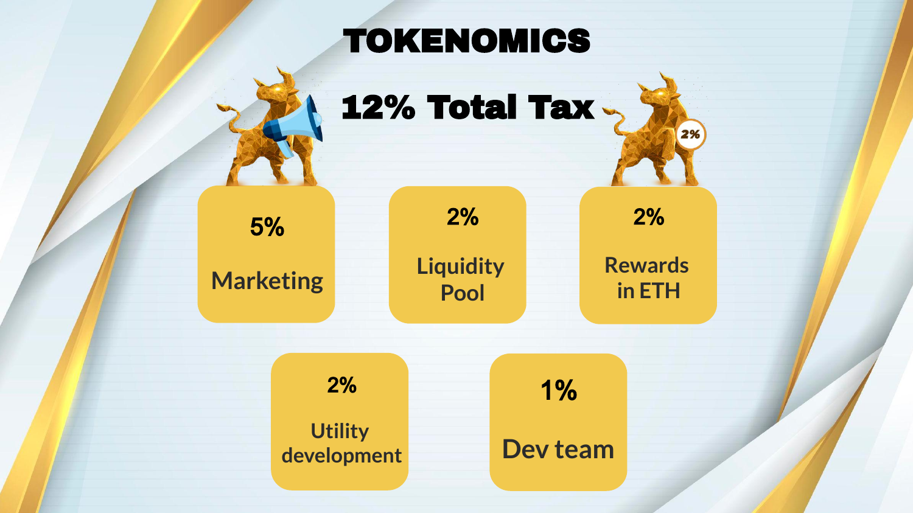# TOKENOMICS

## 12% Total Tax

- **5%** Marketing
- **2%** Liquidity Pool
- **2%** Rewards in ETH
- **2%** Utility development
- **1%** Dev team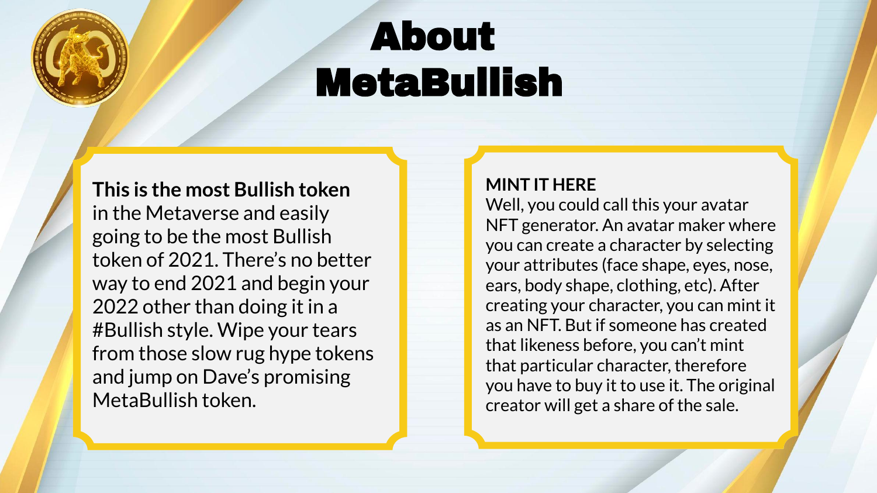# About MetaBullish

**This is the most Bullish token** in the Metaverse and easily going to be the most Bullish token of 2021. There's no better way to end 2021 and begin your 2022 other than doing it in a #Bullish style. Wipe your tears from those slow rug hype tokens and jump on Dave's promising MetaBullish token.

**MINT IT HERE**

Well, you could call this your avatar NFT generator. An avatar maker where you can create a character by selecting your attributes (face shape, eyes, nose, ears, body shape, clothing, etc). After creating your character, you can mint it as an NFT. But if someone has created that likeness before, you can't mint that particular character, therefore you have to buy it to use it. The original creator will get a share of the sale.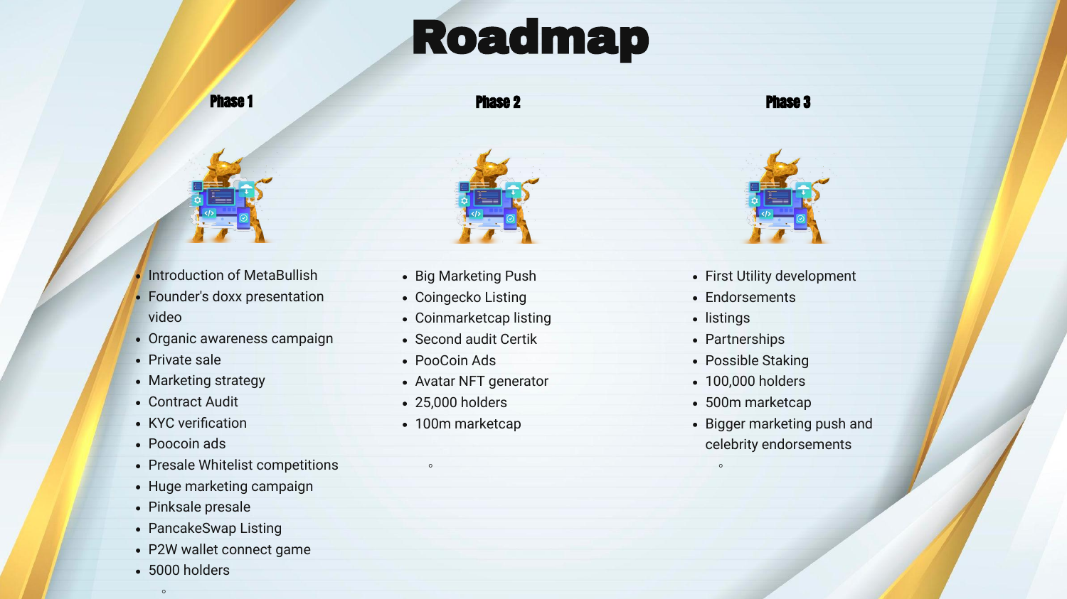# Roadmap

## Phase 1

- Introduction of MetaBullish
- Founder's doxx presentation video
- Organic awareness campaign
- Private sale
- Marketing strategy
- Contract Audit
- KYC verification
- Poocoin ads
- Presale Whitelist competitions
- Huge marketing campaign
- Pinksale presale
- PancakeSwap Listing
- P2W wallet connect game
- 5000 holders

## Phase 2

- Big Marketing Push
- Coingecko Listing
- Coinmarketcap listing
- Second audit Certik
- PooCoin Ads
- Avatar NFT generator
- 25,000 holders
- 100m marketcap

## Phase 3

- First Utility development
- Endorsements
- listings
- Partnerships
- Possible Staking
- 100,000 holders
- 500m marketcap
- Bigger marketing push and celebrity endorsements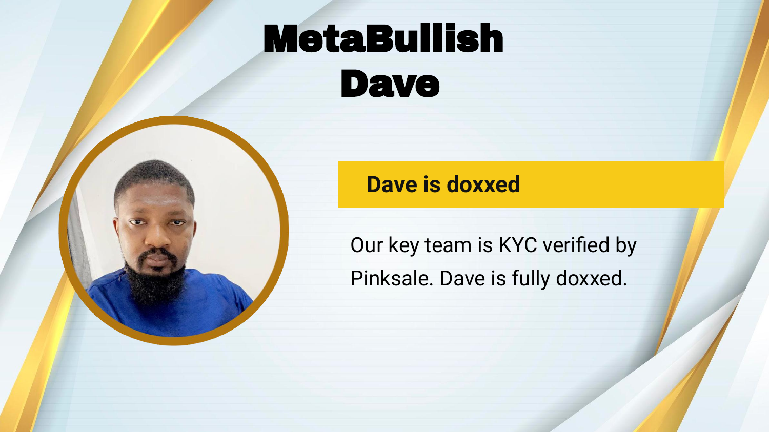# MetaBullish Dave

## Dave is doxxed

Our key team is KYC verified by Pinksale. Dave is fully doxxed.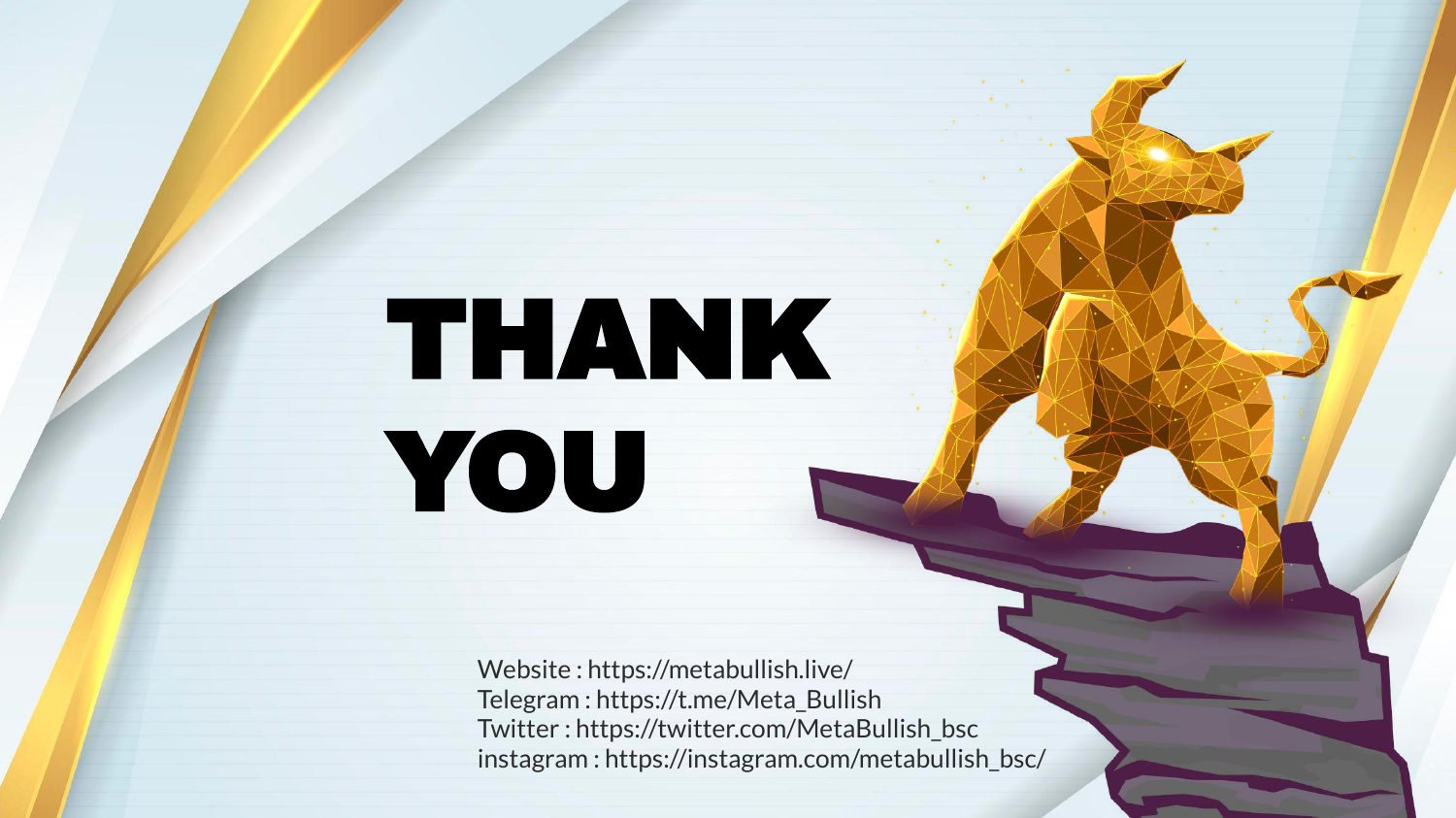# THANK YOU

Website : https://metabullish.live/
Telegram : https://t.me/Meta_Bullish
Twitter : https://twitter.com/MetaBullish_bsc
instagram : https://instagram.com/metabullish_bsc/